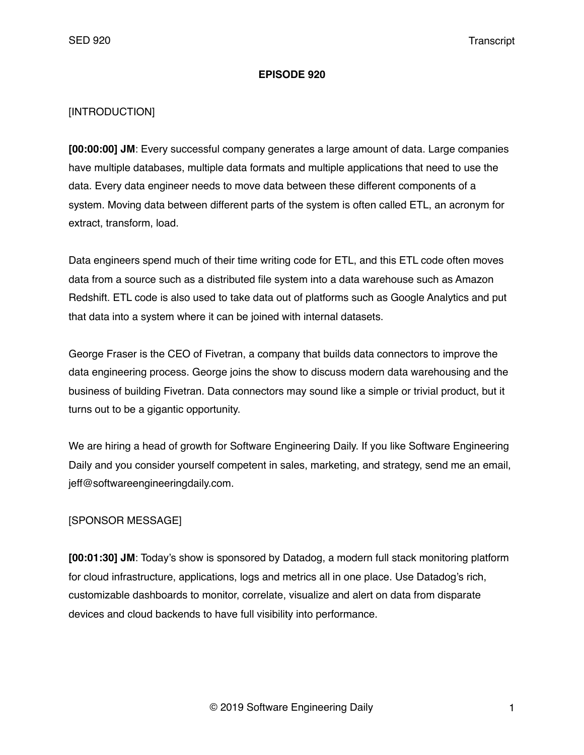# EPISODE 920

[INTRODUCTION]

**[00:00:00] JM**: Every successful company generates a large amount of data. Large companies have multiple databases, multiple data formats and multiple applications that need to use the data. Every data engineer needs to move data between these different components of a system. Moving data between different parts of the system is often called ETL, an acronym for extract, transform, load.

Data engineers spend much of their time writing code for ETL, and this ETL code often moves data from a source such as a distributed file system into a data warehouse such as Amazon Redshift. ETL code is also used to take data out of platforms such as Google Analytics and put that data into a system where it can be joined with internal datasets.

George Fraser is the CEO of Fivetran, a company that builds data connectors to improve the data engineering process. George joins the show to discuss modern data warehousing and the business of building Fivetran. Data connectors may sound like a simple or trivial product, but it turns out to be a gigantic opportunity.

We are hiring a head of growth for Software Engineering Daily. If you like Software Engineering Daily and you consider yourself competent in sales, marketing, and strategy, send me an email, jeff@softwareengineeringdaily.com.

[SPONSOR MESSAGE]

**[00:01:30] JM**: Today's show is sponsored by Datadog, a modern full stack monitoring platform for cloud infrastructure, applications, logs and metrics all in one place. Use Datadog's rich, customizable dashboards to monitor, correlate, visualize and alert on data from disparate devices and cloud backends to have full visibility into performance.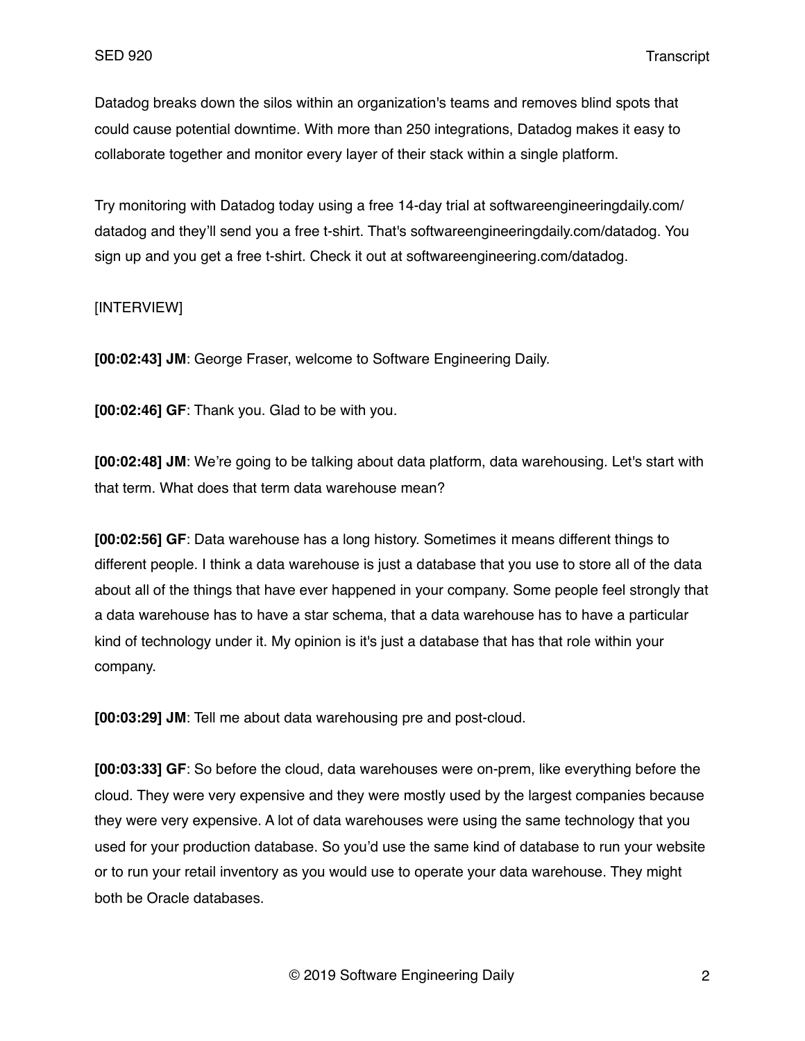Datadog breaks down the silos within an organization's teams and removes blind spots that could cause potential downtime. With more than 250 integrations, Datadog makes it easy to collaborate together and monitor every layer of their stack within a single platform.

Try monitoring with Datadog today using a free 14-day trial at softwareengineeringdaily.com/datadog and they'll send you a free t-shirt. That's softwareengineeringdaily.com/datadog. You sign up and you get a free t-shirt. Check it out at softwareengineering.com/datadog.

[INTERVIEW]

**[00:02:43] JM**: George Fraser, welcome to Software Engineering Daily.

**[00:02:46] GF**: Thank you. Glad to be with you.

**[00:02:48] JM**: We're going to be talking about data platform, data warehousing. Let's start with that term. What does that term data warehouse mean?

**[00:02:56] GF**: Data warehouse has a long history. Sometimes it means different things to different people. I think a data warehouse is just a database that you use to store all of the data about all of the things that have ever happened in your company. Some people feel strongly that a data warehouse has to have a star schema, that a data warehouse has to have a particular kind of technology under it. My opinion is it's just a database that has that role within your company.

**[00:03:29] JM**: Tell me about data warehousing pre and post-cloud.

**[00:03:33] GF**: So before the cloud, data warehouses were on-prem, like everything before the cloud. They were very expensive and they were mostly used by the largest companies because they were very expensive. A lot of data warehouses were using the same technology that you used for your production database. So you'd use the same kind of database to run your website or to run your retail inventory as you would use to operate your data warehouse. They might both be Oracle databases.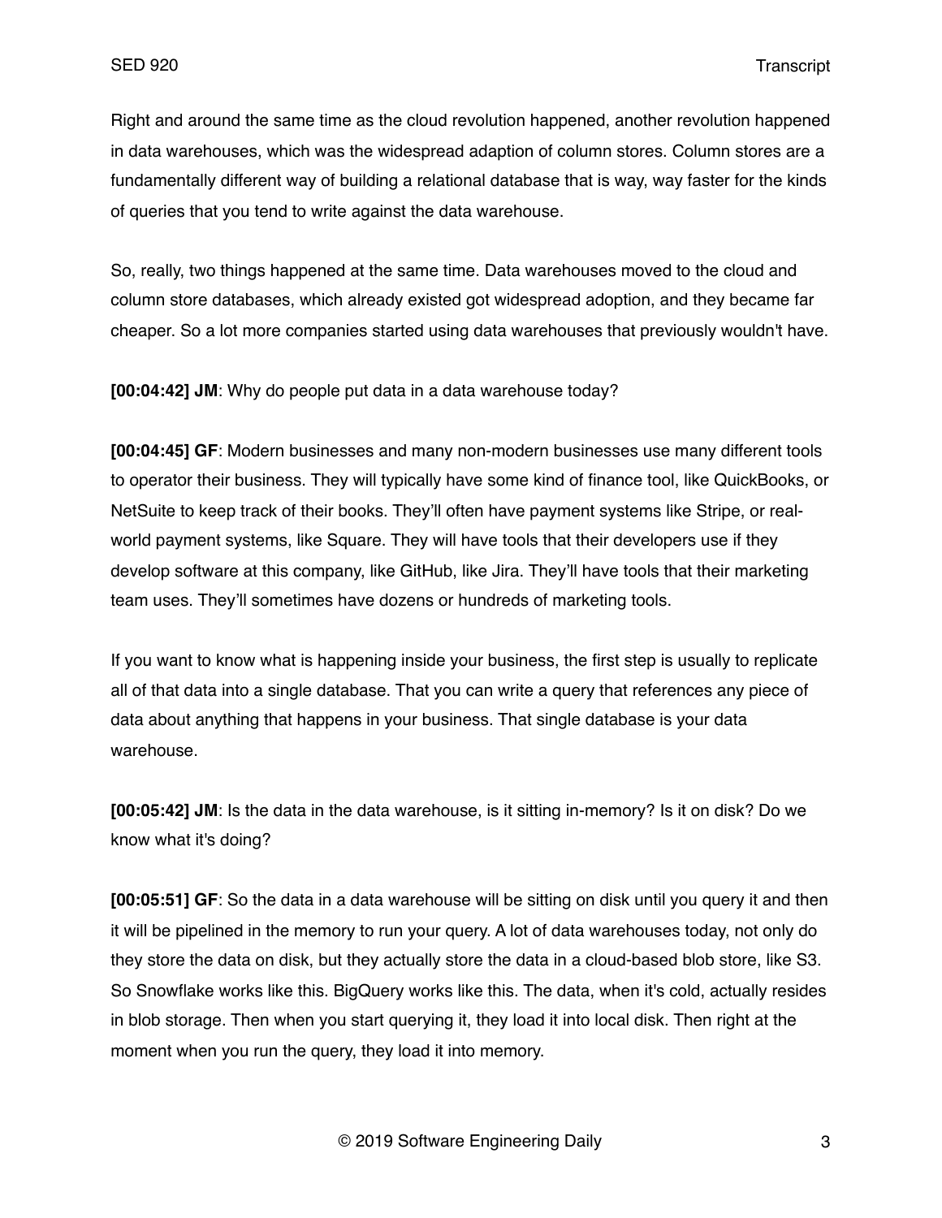Right and around the same time as the cloud revolution happened, another revolution happened in data warehouses, which was the widespread adaption of column stores. Column stores are a fundamentally different way of building a relational database that is way, way faster for the kinds of queries that you tend to write against the data warehouse.

So, really, two things happened at the same time. Data warehouses moved to the cloud and column store databases, which already existed got widespread adoption, and they became far cheaper. So a lot more companies started using data warehouses that previously wouldn't have.

**[00:04:42] JM**: Why do people put data in a data warehouse today?

**[00:04:45] GF**: Modern businesses and many non-modern businesses use many different tools to operator their business. They will typically have some kind of finance tool, like QuickBooks, or NetSuite to keep track of their books. They'll often have payment systems like Stripe, or real-world payment systems, like Square. They will have tools that their developers use if they develop software at this company, like GitHub, like Jira. They'll have tools that their marketing team uses. They'll sometimes have dozens or hundreds of marketing tools.

If you want to know what is happening inside your business, the first step is usually to replicate all of that data into a single database. That you can write a query that references any piece of data about anything that happens in your business. That single database is your data warehouse.

**[00:05:42] JM**: Is the data in the data warehouse, is it sitting in-memory? Is it on disk? Do we know what it's doing?

**[00:05:51] GF**: So the data in a data warehouse will be sitting on disk until you query it and then it will be pipelined in the memory to run your query. A lot of data warehouses today, not only do they store the data on disk, but they actually store the data in a cloud-based blob store, like S3. So Snowflake works like this. BigQuery works like this. The data, when it's cold, actually resides in blob storage. Then when you start querying it, they load it into local disk. Then right at the moment when you run the query, they load it into memory.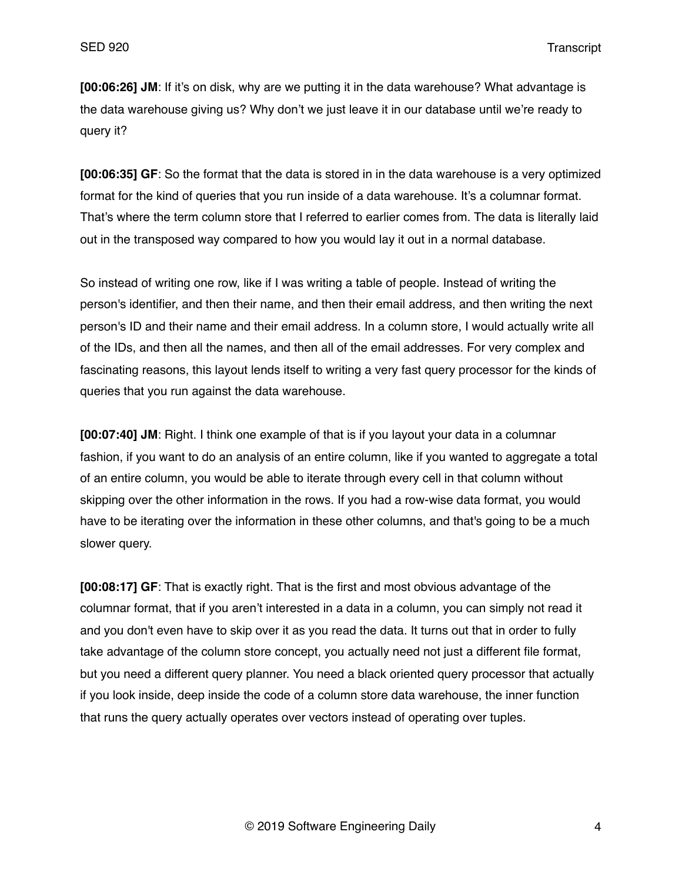**[00:06:26] JM**: If it's on disk, why are we putting it in the data warehouse? What advantage is the data warehouse giving us? Why don't we just leave it in our database until we're ready to query it?

**[00:06:35] GF**: So the format that the data is stored in in the data warehouse is a very optimized format for the kind of queries that you run inside of a data warehouse. It's a columnar format. That's where the term column store that I referred to earlier comes from. The data is literally laid out in the transposed way compared to how you would lay it out in a normal database.

So instead of writing one row, like if I was writing a table of people. Instead of writing the person's identifier, and then their name, and then their email address, and then writing the next person's ID and their name and their email address. In a column store, I would actually write all of the IDs, and then all the names, and then all of the email addresses. For very complex and fascinating reasons, this layout lends itself to writing a very fast query processor for the kinds of queries that you run against the data warehouse.

**[00:07:40] JM**: Right. I think one example of that is if you layout your data in a columnar fashion, if you want to do an analysis of an entire column, like if you wanted to aggregate a total of an entire column, you would be able to iterate through every cell in that column without skipping over the other information in the rows. If you had a row-wise data format, you would have to be iterating over the information in these other columns, and that's going to be a much slower query.

**[00:08:17] GF**: That is exactly right. That is the first and most obvious advantage of the columnar format, that if you aren't interested in a data in a column, you can simply not read it and you don't even have to skip over it as you read the data. It turns out that in order to fully take advantage of the column store concept, you actually need not just a different file format, but you need a different query planner. You need a black oriented query processor that actually if you look inside, deep inside the code of a column store data warehouse, the inner function that runs the query actually operates over vectors instead of operating over tuples.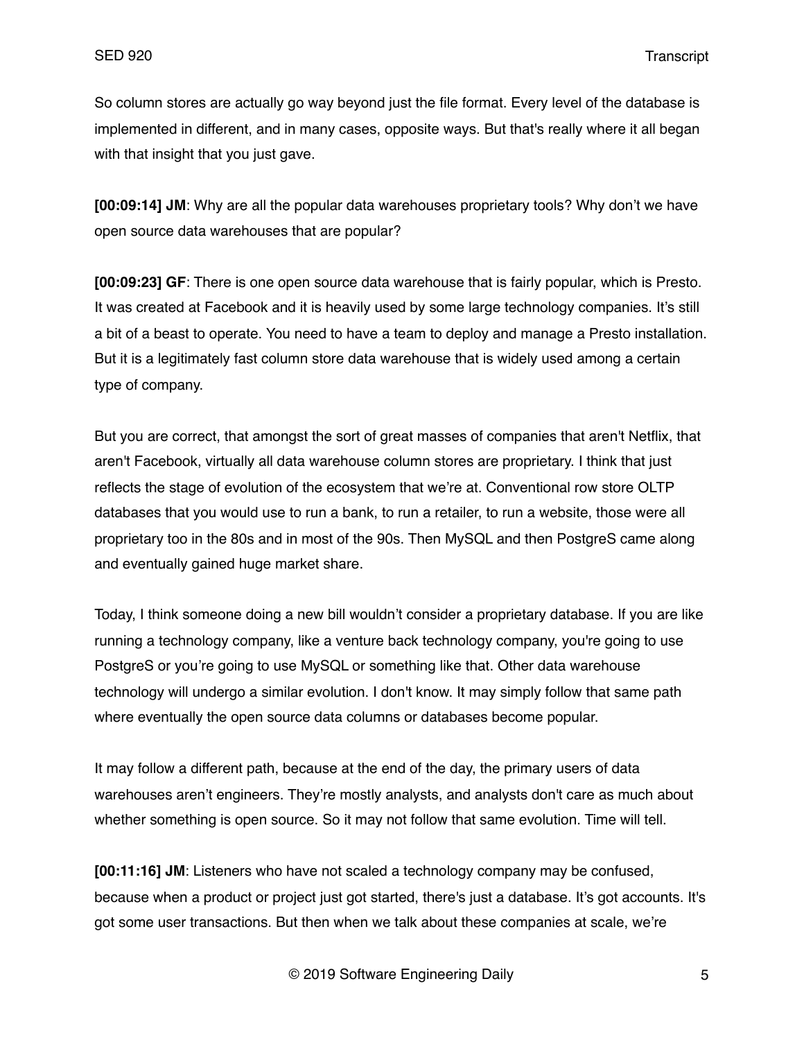So column stores are actually go way beyond just the file format. Every level of the database is implemented in different, and in many cases, opposite ways. But that's really where it all began with that insight that you just gave.

**[00:09:14] JM**: Why are all the popular data warehouses proprietary tools? Why don't we have open source data warehouses that are popular?

**[00:09:23] GF**: There is one open source data warehouse that is fairly popular, which is Presto. It was created at Facebook and it is heavily used by some large technology companies. It's still a bit of a beast to operate. You need to have a team to deploy and manage a Presto installation. But it is a legitimately fast column store data warehouse that is widely used among a certain type of company.

But you are correct, that amongst the sort of great masses of companies that aren't Netflix, that aren't Facebook, virtually all data warehouse column stores are proprietary. I think that just reflects the stage of evolution of the ecosystem that we're at. Conventional row store OLTP databases that you would use to run a bank, to run a retailer, to run a website, those were all proprietary too in the 80s and in most of the 90s. Then MySQL and then PostgreS came along and eventually gained huge market share.

Today, I think someone doing a new bill wouldn't consider a proprietary database. If you are like running a technology company, like a venture back technology company, you're going to use PostgreS or you're going to use MySQL or something like that. Other data warehouse technology will undergo a similar evolution. I don't know. It may simply follow that same path where eventually the open source data columns or databases become popular.

It may follow a different path, because at the end of the day, the primary users of data warehouses aren't engineers. They're mostly analysts, and analysts don't care as much about whether something is open source. So it may not follow that same evolution. Time will tell.

**[00:11:16] JM**: Listeners who have not scaled a technology company may be confused, because when a product or project just got started, there's just a database. It's got accounts. It's got some user transactions. But then when we talk about these companies at scale, we're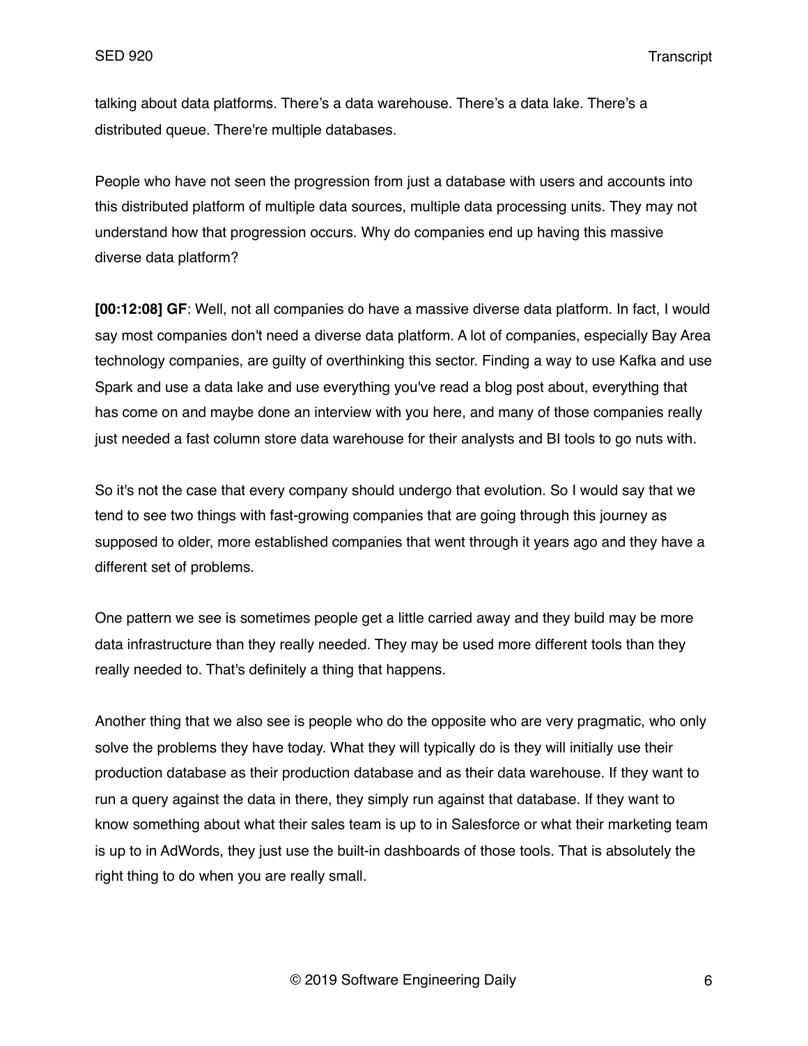talking about data platforms. There's a data warehouse. There's a data lake. There's a distributed queue. There're multiple databases.

People who have not seen the progression from just a database with users and accounts into this distributed platform of multiple data sources, multiple data processing units. They may not understand how that progression occurs. Why do companies end up having this massive diverse data platform?

**[00:12:08] GF**: Well, not all companies do have a massive diverse data platform. In fact, I would say most companies don't need a diverse data platform. A lot of companies, especially Bay Area technology companies, are guilty of overthinking this sector. Finding a way to use Kafka and use Spark and use a data lake and use everything you've read a blog post about, everything that has come on and maybe done an interview with you here, and many of those companies really just needed a fast column store data warehouse for their analysts and BI tools to go nuts with.

So it's not the case that every company should undergo that evolution. So I would say that we tend to see two things with fast-growing companies that are going through this journey as supposed to older, more established companies that went through it years ago and they have a different set of problems.

One pattern we see is sometimes people get a little carried away and they build may be more data infrastructure than they really needed. They may be used more different tools than they really needed to. That's definitely a thing that happens.

Another thing that we also see is people who do the opposite who are very pragmatic, who only solve the problems they have today. What they will typically do is they will initially use their production database as their production database and as their data warehouse. If they want to run a query against the data in there, they simply run against that database. If they want to know something about what their sales team is up to in Salesforce or what their marketing team is up to in AdWords, they just use the built-in dashboards of those tools. That is absolutely the right thing to do when you are really small.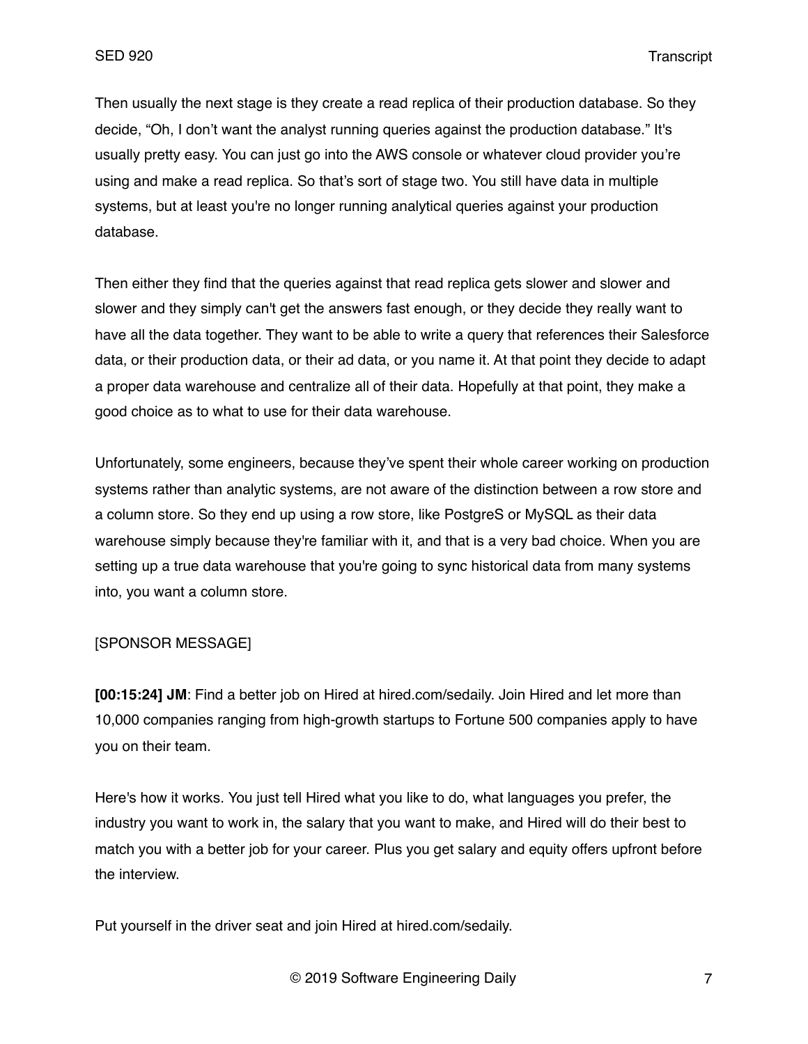Then usually the next stage is they create a read replica of their production database. So they decide, "Oh, I don't want the analyst running queries against the production database." It's usually pretty easy. You can just go into the AWS console or whatever cloud provider you're using and make a read replica. So that's sort of stage two. You still have data in multiple systems, but at least you're no longer running analytical queries against your production database.

Then either they find that the queries against that read replica gets slower and slower and slower and they simply can't get the answers fast enough, or they decide they really want to have all the data together. They want to be able to write a query that references their Salesforce data, or their production data, or their ad data, or you name it. At that point they decide to adapt a proper data warehouse and centralize all of their data. Hopefully at that point, they make a good choice as to what to use for their data warehouse.

Unfortunately, some engineers, because they've spent their whole career working on production systems rather than analytic systems, are not aware of the distinction between a row store and a column store. So they end up using a row store, like PostgreS or MySQL as their data warehouse simply because they're familiar with it, and that is a very bad choice. When you are setting up a true data warehouse that you're going to sync historical data from many systems into, you want a column store.

[SPONSOR MESSAGE]

**[00:15:24] JM**: Find a better job on Hired at hired.com/sedaily. Join Hired and let more than 10,000 companies ranging from high-growth startups to Fortune 500 companies apply to have you on their team.

Here's how it works. You just tell Hired what you like to do, what languages you prefer, the industry you want to work in, the salary that you want to make, and Hired will do their best to match you with a better job for your career. Plus you get salary and equity offers upfront before the interview.

Put yourself in the driver seat and join Hired at hired.com/sedaily.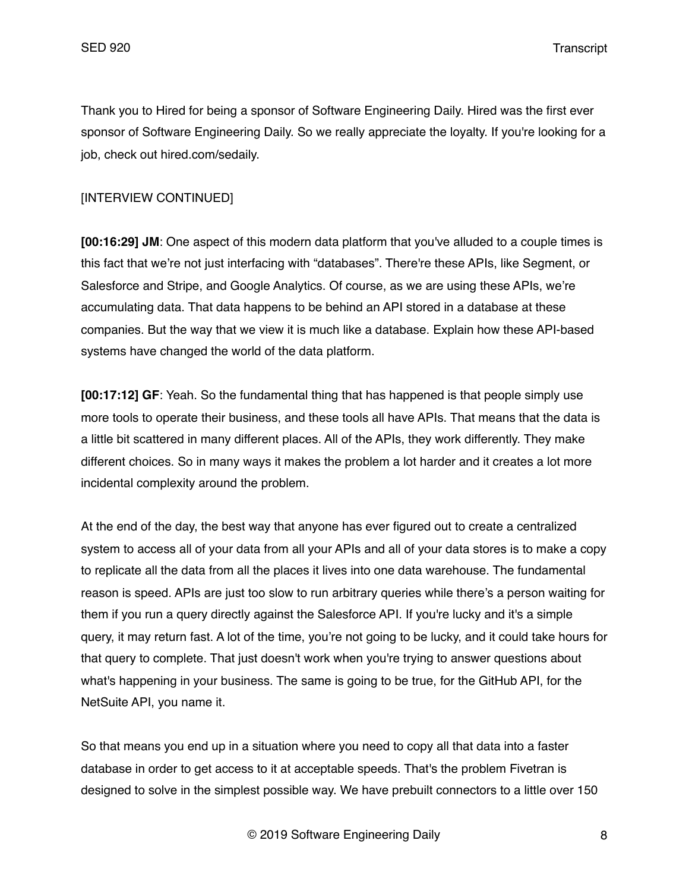Thank you to Hired for being a sponsor of Software Engineering Daily. Hired was the first ever sponsor of Software Engineering Daily. So we really appreciate the loyalty. If you're looking for a job, check out hired.com/sedaily.

[INTERVIEW CONTINUED]

**[00:16:29] JM**: One aspect of this modern data platform that you've alluded to a couple times is this fact that we're not just interfacing with "databases". There're these APIs, like Segment, or Salesforce and Stripe, and Google Analytics. Of course, as we are using these APIs, we're accumulating data. That data happens to be behind an API stored in a database at these companies. But the way that we view it is much like a database. Explain how these API-based systems have changed the world of the data platform.

**[00:17:12] GF**: Yeah. So the fundamental thing that has happened is that people simply use more tools to operate their business, and these tools all have APIs. That means that the data is a little bit scattered in many different places. All of the APIs, they work differently. They make different choices. So in many ways it makes the problem a lot harder and it creates a lot more incidental complexity around the problem.

At the end of the day, the best way that anyone has ever figured out to create a centralized system to access all of your data from all your APIs and all of your data stores is to make a copy to replicate all the data from all the places it lives into one data warehouse. The fundamental reason is speed. APIs are just too slow to run arbitrary queries while there's a person waiting for them if you run a query directly against the Salesforce API. If you're lucky and it's a simple query, it may return fast. A lot of the time, you're not going to be lucky, and it could take hours for that query to complete. That just doesn't work when you're trying to answer questions about what's happening in your business. The same is going to be true, for the GitHub API, for the NetSuite API, you name it.

So that means you end up in a situation where you need to copy all that data into a faster database in order to get access to it at acceptable speeds. That's the problem Fivetran is designed to solve in the simplest possible way. We have prebuilt connectors to a little over 150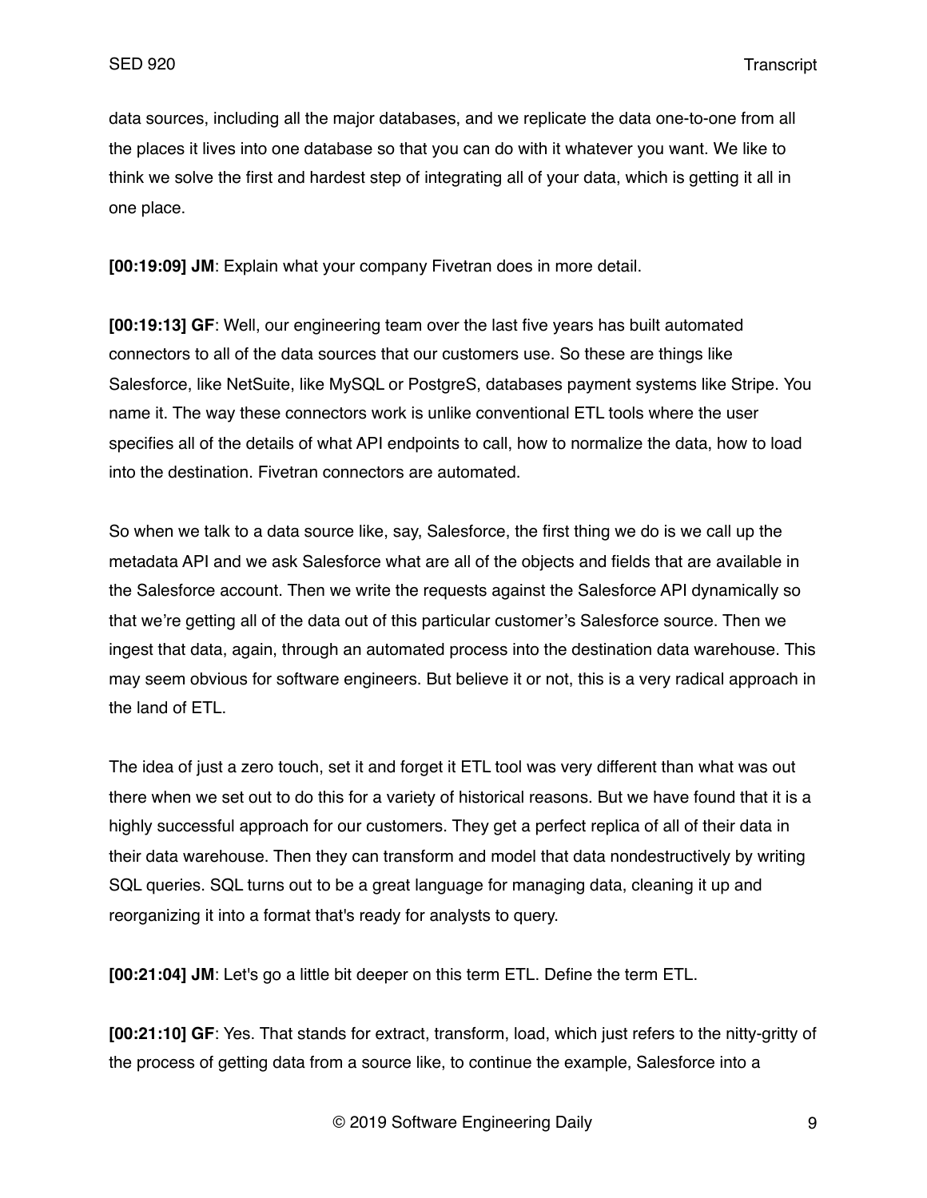data sources, including all the major databases, and we replicate the data one-to-one from all the places it lives into one database so that you can do with it whatever you want. We like to think we solve the first and hardest step of integrating all of your data, which is getting it all in one place.

**[00:19:09] JM**: Explain what your company Fivetran does in more detail.

**[00:19:13] GF**: Well, our engineering team over the last five years has built automated connectors to all of the data sources that our customers use. So these are things like Salesforce, like NetSuite, like MySQL or PostgreS, databases payment systems like Stripe. You name it. The way these connectors work is unlike conventional ETL tools where the user specifies all of the details of what API endpoints to call, how to normalize the data, how to load into the destination. Fivetran connectors are automated.

So when we talk to a data source like, say, Salesforce, the first thing we do is we call up the metadata API and we ask Salesforce what are all of the objects and fields that are available in the Salesforce account. Then we write the requests against the Salesforce API dynamically so that we're getting all of the data out of this particular customer's Salesforce source. Then we ingest that data, again, through an automated process into the destination data warehouse. This may seem obvious for software engineers. But believe it or not, this is a very radical approach in the land of ETL.

The idea of just a zero touch, set it and forget it ETL tool was very different than what was out there when we set out to do this for a variety of historical reasons. But we have found that it is a highly successful approach for our customers. They get a perfect replica of all of their data in their data warehouse. Then they can transform and model that data nondestructively by writing SQL queries. SQL turns out to be a great language for managing data, cleaning it up and reorganizing it into a format that's ready for analysts to query.

**[00:21:04] JM**: Let's go a little bit deeper on this term ETL. Define the term ETL.

**[00:21:10] GF**: Yes. That stands for extract, transform, load, which just refers to the nitty-gritty of the process of getting data from a source like, to continue the example, Salesforce into a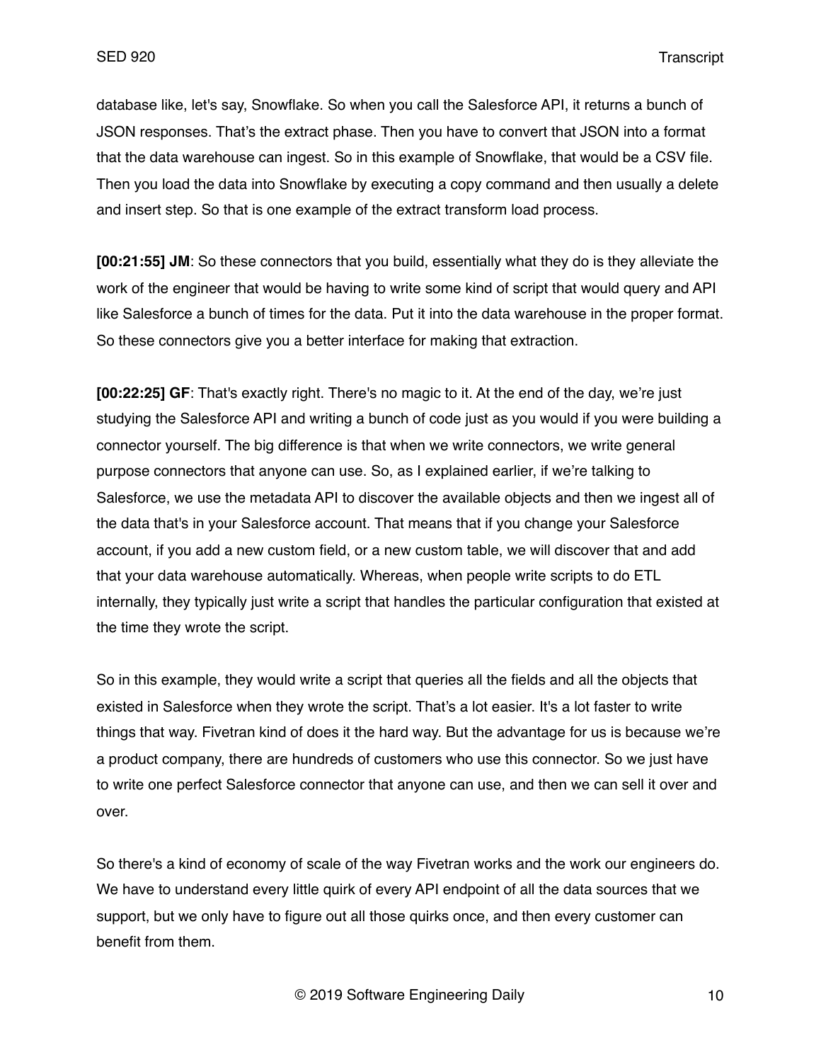database like, let's say, Snowflake. So when you call the Salesforce API, it returns a bunch of JSON responses. That's the extract phase. Then you have to convert that JSON into a format that the data warehouse can ingest. So in this example of Snowflake, that would be a CSV file. Then you load the data into Snowflake by executing a copy command and then usually a delete and insert step. So that is one example of the extract transform load process.

**[00:21:55] JM**: So these connectors that you build, essentially what they do is they alleviate the work of the engineer that would be having to write some kind of script that would query and API like Salesforce a bunch of times for the data. Put it into the data warehouse in the proper format. So these connectors give you a better interface for making that extraction.

**[00:22:25] GF**: That's exactly right. There's no magic to it. At the end of the day, we're just studying the Salesforce API and writing a bunch of code just as you would if you were building a connector yourself. The big difference is that when we write connectors, we write general purpose connectors that anyone can use. So, as I explained earlier, if we're talking to Salesforce, we use the metadata API to discover the available objects and then we ingest all of the data that's in your Salesforce account. That means that if you change your Salesforce account, if you add a new custom field, or a new custom table, we will discover that and add that your data warehouse automatically. Whereas, when people write scripts to do ETL internally, they typically just write a script that handles the particular configuration that existed at the time they wrote the script.

So in this example, they would write a script that queries all the fields and all the objects that existed in Salesforce when they wrote the script. That's a lot easier. It's a lot faster to write things that way. Fivetran kind of does it the hard way. But the advantage for us is because we're a product company, there are hundreds of customers who use this connector. So we just have to write one perfect Salesforce connector that anyone can use, and then we can sell it over and over.

So there's a kind of economy of scale of the way Fivetran works and the work our engineers do. We have to understand every little quirk of every API endpoint of all the data sources that we support, but we only have to figure out all those quirks once, and then every customer can benefit from them.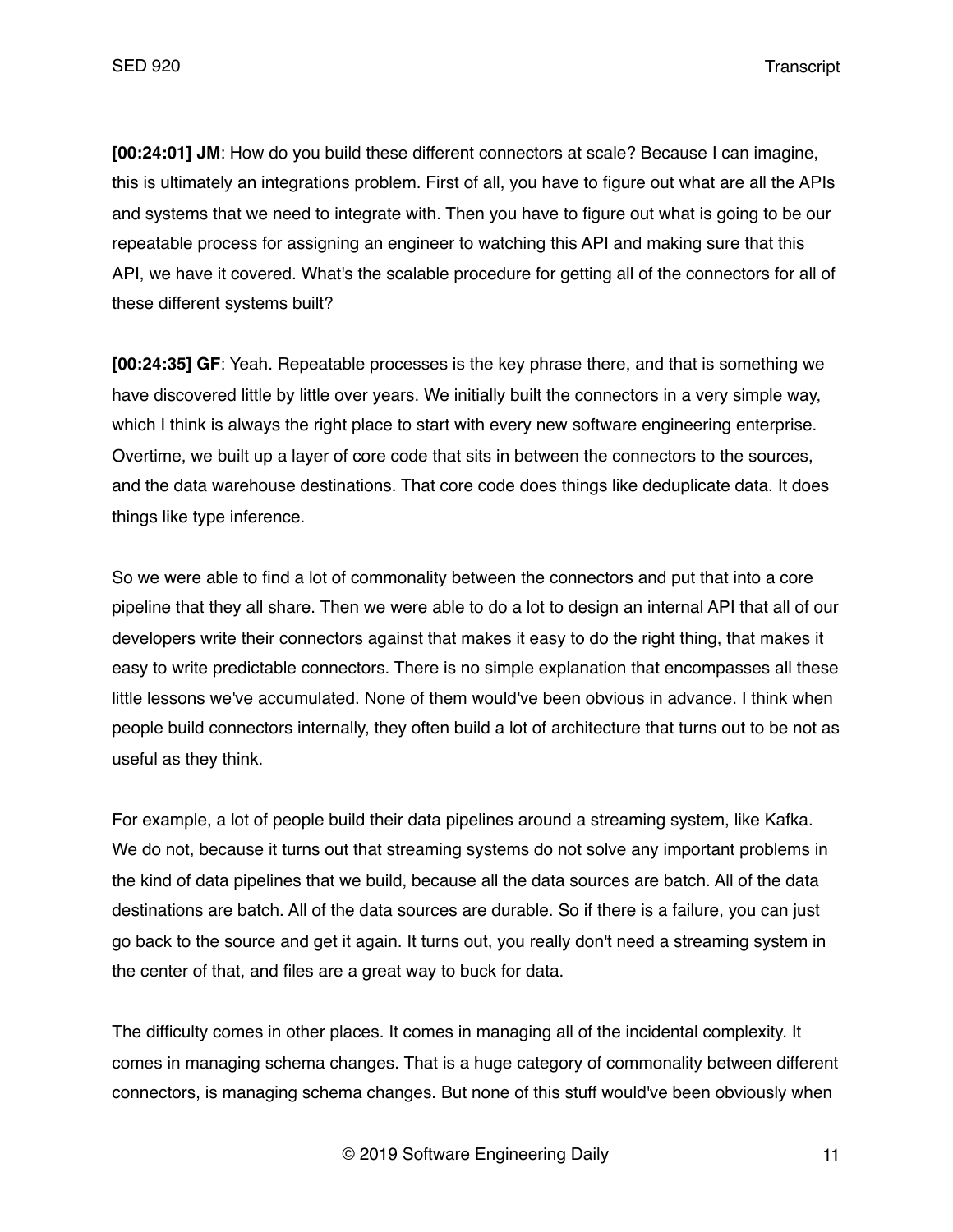**[00:24:01] JM**: How do you build these different connectors at scale? Because I can imagine, this is ultimately an integrations problem. First of all, you have to figure out what are all the APIs and systems that we need to integrate with. Then you have to figure out what is going to be our repeatable process for assigning an engineer to watching this API and making sure that this API, we have it covered. What's the scalable procedure for getting all of the connectors for all of these different systems built?

**[00:24:35] GF**: Yeah. Repeatable processes is the key phrase there, and that is something we have discovered little by little over years. We initially built the connectors in a very simple way, which I think is always the right place to start with every new software engineering enterprise. Overtime, we built up a layer of core code that sits in between the connectors to the sources, and the data warehouse destinations. That core code does things like deduplicate data. It does things like type inference.

So we were able to find a lot of commonality between the connectors and put that into a core pipeline that they all share. Then we were able to do a lot to design an internal API that all of our developers write their connectors against that makes it easy to do the right thing, that makes it easy to write predictable connectors. There is no simple explanation that encompasses all these little lessons we've accumulated. None of them would've been obvious in advance. I think when people build connectors internally, they often build a lot of architecture that turns out to be not as useful as they think.

For example, a lot of people build their data pipelines around a streaming system, like Kafka. We do not, because it turns out that streaming systems do not solve any important problems in the kind of data pipelines that we build, because all the data sources are batch. All of the data destinations are batch. All of the data sources are durable. So if there is a failure, you can just go back to the source and get it again. It turns out, you really don't need a streaming system in the center of that, and files are a great way to buck for data.

The difficulty comes in other places. It comes in managing all of the incidental complexity. It comes in managing schema changes. That is a huge category of commonality between different connectors, is managing schema changes. But none of this stuff would've been obviously when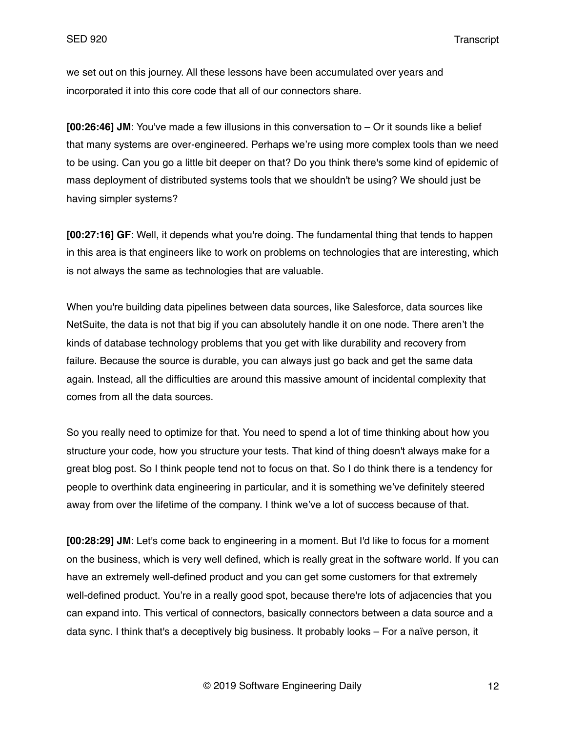we set out on this journey. All these lessons have been accumulated over years and incorporated it into this core code that all of our connectors share.

**[00:26:46] JM**: You've made a few illusions in this conversation to – Or it sounds like a belief that many systems are over-engineered. Perhaps we're using more complex tools than we need to be using. Can you go a little bit deeper on that? Do you think there's some kind of epidemic of mass deployment of distributed systems tools that we shouldn't be using? We should just be having simpler systems?

**[00:27:16] GF**: Well, it depends what you're doing. The fundamental thing that tends to happen in this area is that engineers like to work on problems on technologies that are interesting, which is not always the same as technologies that are valuable.

When you're building data pipelines between data sources, like Salesforce, data sources like NetSuite, the data is not that big if you can absolutely handle it on one node. There aren't the kinds of database technology problems that you get with like durability and recovery from failure. Because the source is durable, you can always just go back and get the same data again. Instead, all the difficulties are around this massive amount of incidental complexity that comes from all the data sources.

So you really need to optimize for that. You need to spend a lot of time thinking about how you structure your code, how you structure your tests. That kind of thing doesn't always make for a great blog post. So I think people tend not to focus on that. So I do think there is a tendency for people to overthink data engineering in particular, and it is something we've definitely steered away from over the lifetime of the company. I think we've a lot of success because of that.

**[00:28:29] JM**: Let's come back to engineering in a moment. But I'd like to focus for a moment on the business, which is very well defined, which is really great in the software world. If you can have an extremely well-defined product and you can get some customers for that extremely well-defined product. You're in a really good spot, because there're lots of adjacencies that you can expand into. This vertical of connectors, basically connectors between a data source and a data sync. I think that's a deceptively big business. It probably looks – For a naïve person, it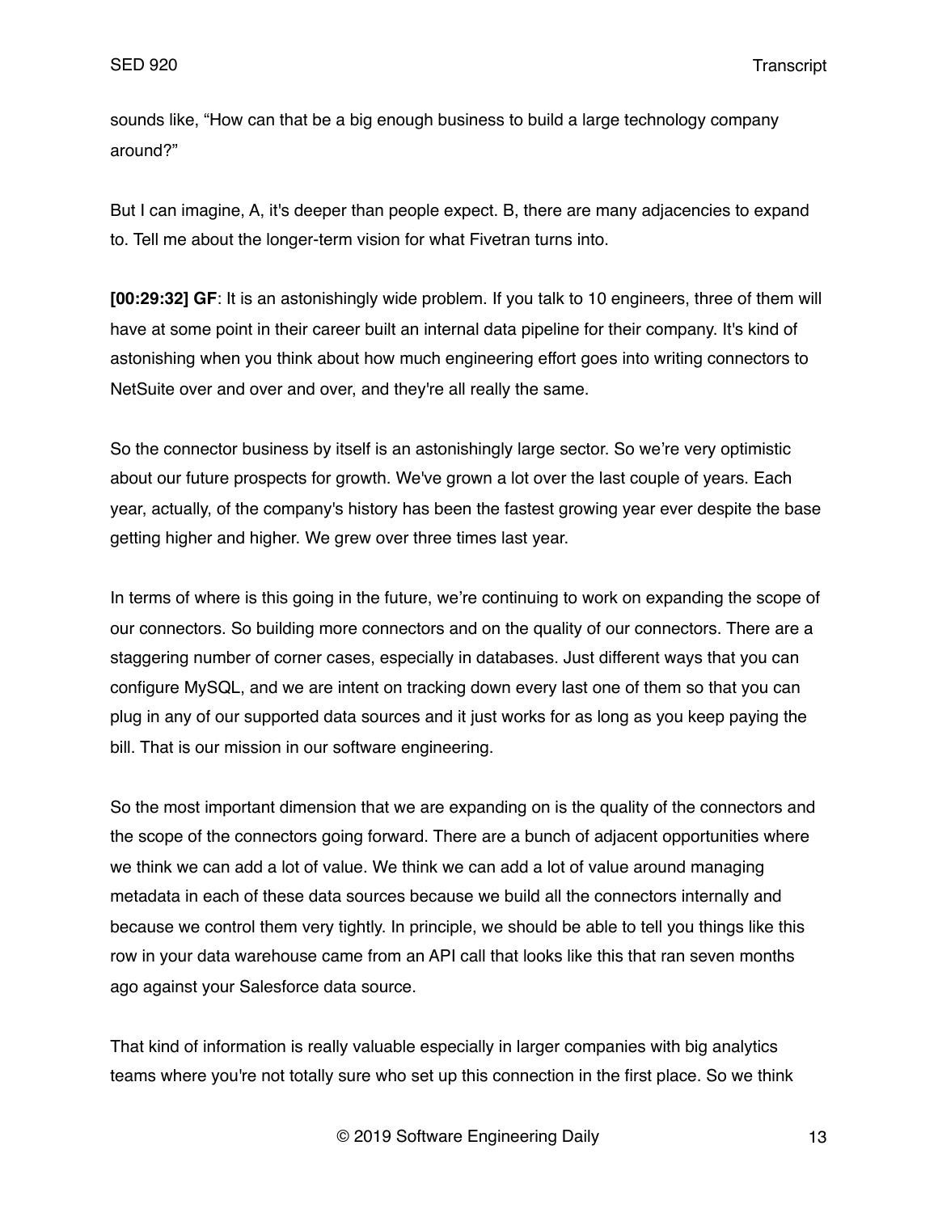sounds like, “How can that be a big enough business to build a large technology company around?”

But I can imagine, A, it's deeper than people expect. B, there are many adjacencies to expand to. Tell me about the longer-term vision for what Fivetran turns into.

**[00:29:32] GF**: It is an astonishingly wide problem. If you talk to 10 engineers, three of them will have at some point in their career built an internal data pipeline for their company. It's kind of astonishing when you think about how much engineering effort goes into writing connectors to NetSuite over and over and over, and they're all really the same.

So the connector business by itself is an astonishingly large sector. So we’re very optimistic about our future prospects for growth. We've grown a lot over the last couple of years. Each year, actually, of the company's history has been the fastest growing year ever despite the base getting higher and higher. We grew over three times last year.

In terms of where is this going in the future, we’re continuing to work on expanding the scope of our connectors. So building more connectors and on the quality of our connectors. There are a staggering number of corner cases, especially in databases. Just different ways that you can configure MySQL, and we are intent on tracking down every last one of them so that you can plug in any of our supported data sources and it just works for as long as you keep paying the bill. That is our mission in our software engineering.

So the most important dimension that we are expanding on is the quality of the connectors and the scope of the connectors going forward. There are a bunch of adjacent opportunities where we think we can add a lot of value. We think we can add a lot of value around managing metadata in each of these data sources because we build all the connectors internally and because we control them very tightly. In principle, we should be able to tell you things like this row in your data warehouse came from an API call that looks like this that ran seven months ago against your Salesforce data source.

That kind of information is really valuable especially in larger companies with big analytics teams where you're not totally sure who set up this connection in the first place. So we think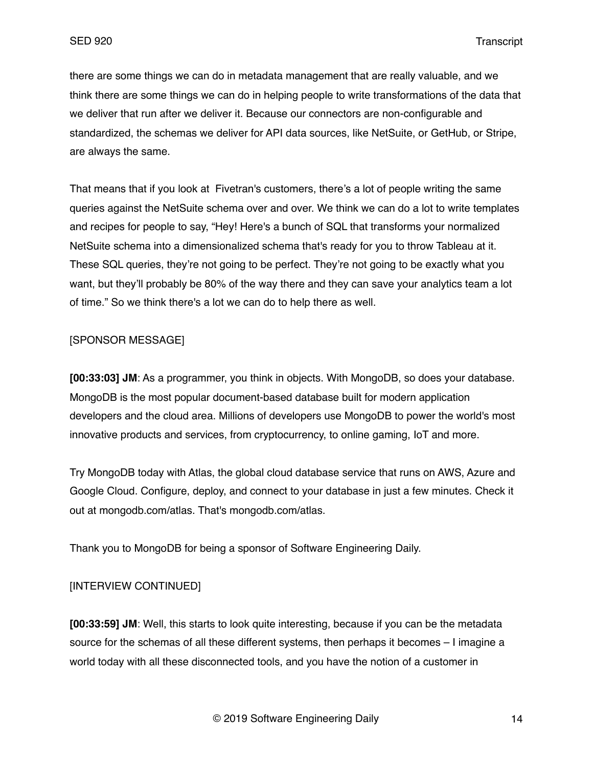there are some things we can do in metadata management that are really valuable, and we think there are some things we can do in helping people to write transformations of the data that we deliver that run after we deliver it. Because our connectors are non-configurable and standardized, the schemas we deliver for API data sources, like NetSuite, or GetHub, or Stripe, are always the same.

That means that if you look at  Fivetran's customers, there's a lot of people writing the same queries against the NetSuite schema over and over. We think we can do a lot to write templates and recipes for people to say, "Hey! Here's a bunch of SQL that transforms your normalized NetSuite schema into a dimensionalized schema that's ready for you to throw Tableau at it. These SQL queries, they're not going to be perfect. They're not going to be exactly what you want, but they'll probably be 80% of the way there and they can save your analytics team a lot of time." So we think there's a lot we can do to help there as well.

[SPONSOR MESSAGE]

**[00:33:03] JM**: As a programmer, you think in objects. With MongoDB, so does your database. MongoDB is the most popular document-based database built for modern application developers and the cloud area. Millions of developers use MongoDB to power the world's most innovative products and services, from cryptocurrency, to online gaming, IoT and more.

Try MongoDB today with Atlas, the global cloud database service that runs on AWS, Azure and Google Cloud. Configure, deploy, and connect to your database in just a few minutes. Check it out at mongodb.com/atlas. That's mongodb.com/atlas.

Thank you to MongoDB for being a sponsor of Software Engineering Daily.

[INTERVIEW CONTINUED]

**[00:33:59] JM**: Well, this starts to look quite interesting, because if you can be the metadata source for the schemas of all these different systems, then perhaps it becomes – I imagine a world today with all these disconnected tools, and you have the notion of a customer in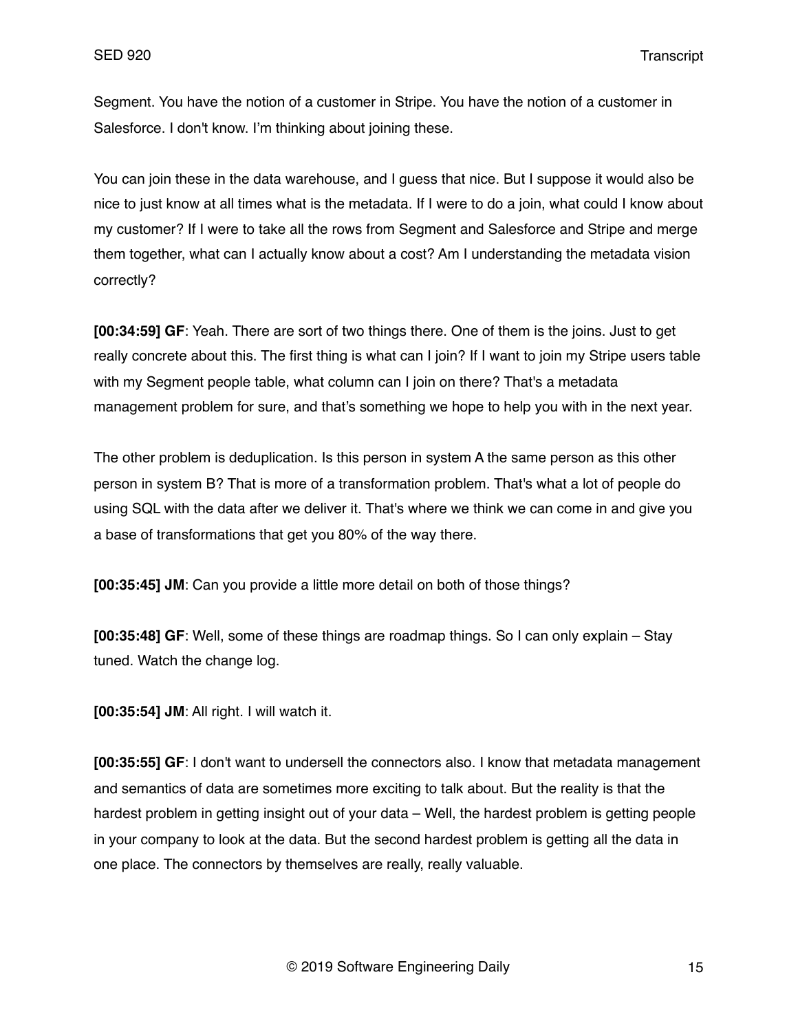Segment. You have the notion of a customer in Stripe. You have the notion of a customer in Salesforce. I don't know. I'm thinking about joining these.

You can join these in the data warehouse, and I guess that nice. But I suppose it would also be nice to just know at all times what is the metadata. If I were to do a join, what could I know about my customer? If I were to take all the rows from Segment and Salesforce and Stripe and merge them together, what can I actually know about a cost? Am I understanding the metadata vision correctly?

**[00:34:59] GF**: Yeah. There are sort of two things there. One of them is the joins. Just to get really concrete about this. The first thing is what can I join? If I want to join my Stripe users table with my Segment people table, what column can I join on there? That's a metadata management problem for sure, and that's something we hope to help you with in the next year.

The other problem is deduplication. Is this person in system A the same person as this other person in system B? That is more of a transformation problem. That's what a lot of people do using SQL with the data after we deliver it. That's where we think we can come in and give you a base of transformations that get you 80% of the way there.

**[00:35:45] JM**: Can you provide a little more detail on both of those things?

**[00:35:48] GF**: Well, some of these things are roadmap things. So I can only explain – Stay tuned. Watch the change log.

**[00:35:54] JM**: All right. I will watch it.

**[00:35:55] GF**: I don't want to undersell the connectors also. I know that metadata management and semantics of data are sometimes more exciting to talk about. But the reality is that the hardest problem in getting insight out of your data – Well, the hardest problem is getting people in your company to look at the data. But the second hardest problem is getting all the data in one place. The connectors by themselves are really, really valuable.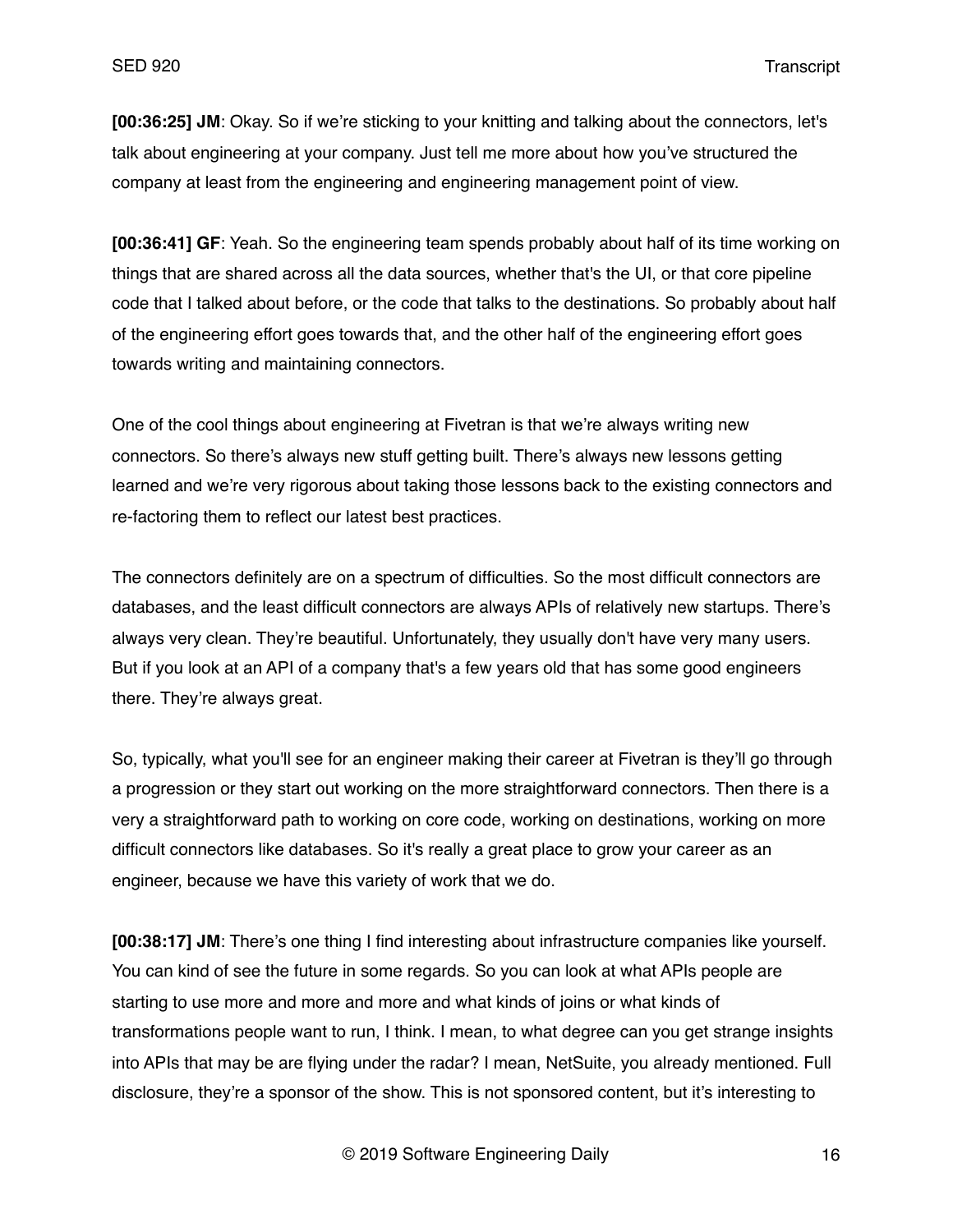**[00:36:25] JM**: Okay. So if we're sticking to your knitting and talking about the connectors, let's talk about engineering at your company. Just tell me more about how you've structured the company at least from the engineering and engineering management point of view.

**[00:36:41] GF**: Yeah. So the engineering team spends probably about half of its time working on things that are shared across all the data sources, whether that's the UI, or that core pipeline code that I talked about before, or the code that talks to the destinations. So probably about half of the engineering effort goes towards that, and the other half of the engineering effort goes towards writing and maintaining connectors.

One of the cool things about engineering at Fivetran is that we're always writing new connectors. So there's always new stuff getting built. There's always new lessons getting learned and we're very rigorous about taking those lessons back to the existing connectors and re-factoring them to reflect our latest best practices.

The connectors definitely are on a spectrum of difficulties. So the most difficult connectors are databases, and the least difficult connectors are always APIs of relatively new startups. There's always very clean. They're beautiful. Unfortunately, they usually don't have very many users. But if you look at an API of a company that's a few years old that has some good engineers there. They're always great.

So, typically, what you'll see for an engineer making their career at Fivetran is they'll go through a progression or they start out working on the more straightforward connectors. Then there is a very a straightforward path to working on core code, working on destinations, working on more difficult connectors like databases. So it's really a great place to grow your career as an engineer, because we have this variety of work that we do.

**[00:38:17] JM**: There's one thing I find interesting about infrastructure companies like yourself. You can kind of see the future in some regards. So you can look at what APIs people are starting to use more and more and more and what kinds of joins or what kinds of transformations people want to run, I think. I mean, to what degree can you get strange insights into APIs that may be are flying under the radar? I mean, NetSuite, you already mentioned. Full disclosure, they're a sponsor of the show. This is not sponsored content, but it's interesting to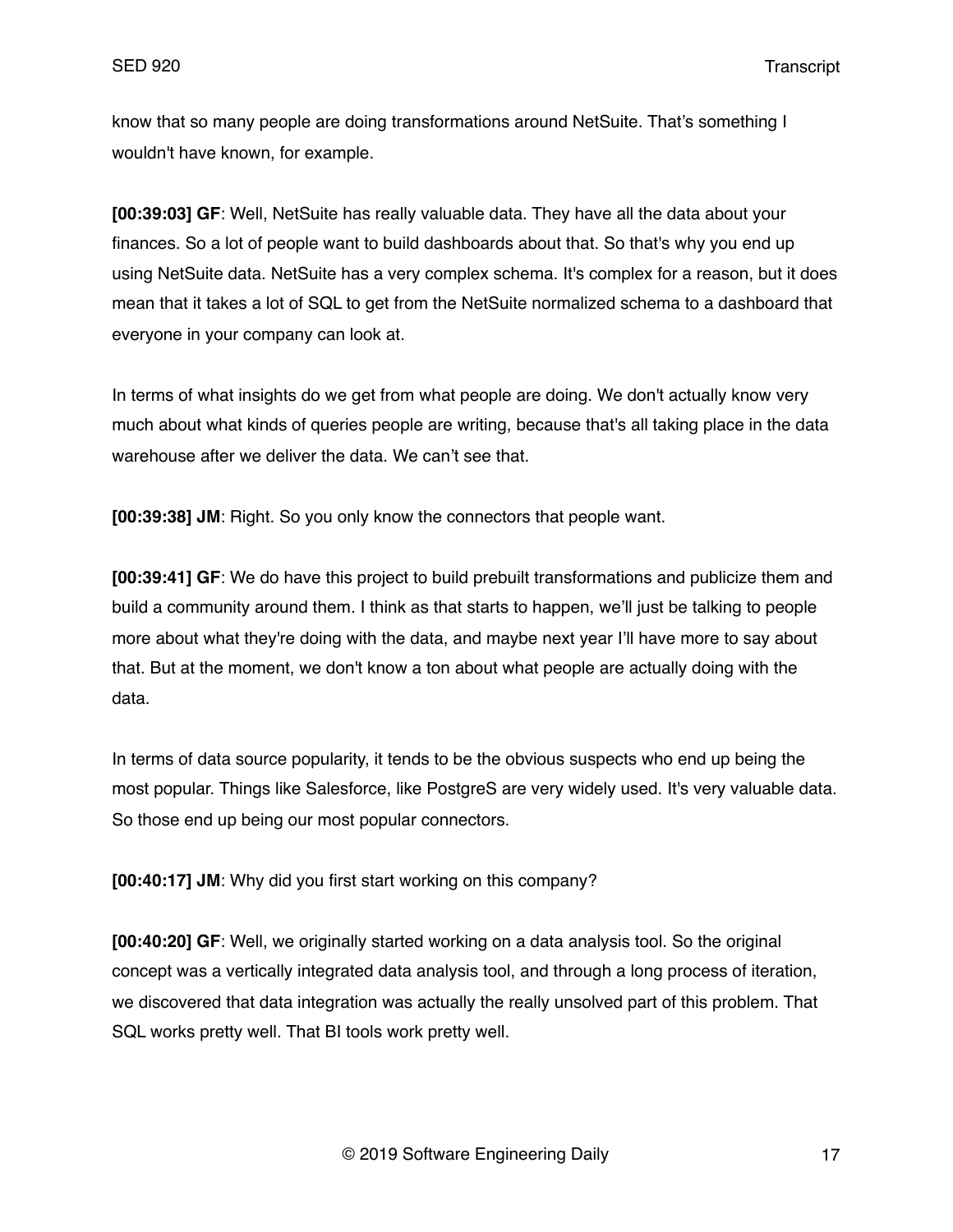know that so many people are doing transformations around NetSuite. That's something I wouldn't have known, for example.

**[00:39:03] GF**: Well, NetSuite has really valuable data. They have all the data about your finances. So a lot of people want to build dashboards about that. So that's why you end up using NetSuite data. NetSuite has a very complex schema. It's complex for a reason, but it does mean that it takes a lot of SQL to get from the NetSuite normalized schema to a dashboard that everyone in your company can look at.

In terms of what insights do we get from what people are doing. We don't actually know very much about what kinds of queries people are writing, because that's all taking place in the data warehouse after we deliver the data. We can't see that.

**[00:39:38] JM**: Right. So you only know the connectors that people want.

**[00:39:41] GF**: We do have this project to build prebuilt transformations and publicize them and build a community around them. I think as that starts to happen, we'll just be talking to people more about what they're doing with the data, and maybe next year I'll have more to say about that. But at the moment, we don't know a ton about what people are actually doing with the data.

In terms of data source popularity, it tends to be the obvious suspects who end up being the most popular. Things like Salesforce, like PostgreS are very widely used. It's very valuable data. So those end up being our most popular connectors.

**[00:40:17] JM**: Why did you first start working on this company?

**[00:40:20] GF**: Well, we originally started working on a data analysis tool. So the original concept was a vertically integrated data analysis tool, and through a long process of iteration, we discovered that data integration was actually the really unsolved part of this problem. That SQL works pretty well. That BI tools work pretty well.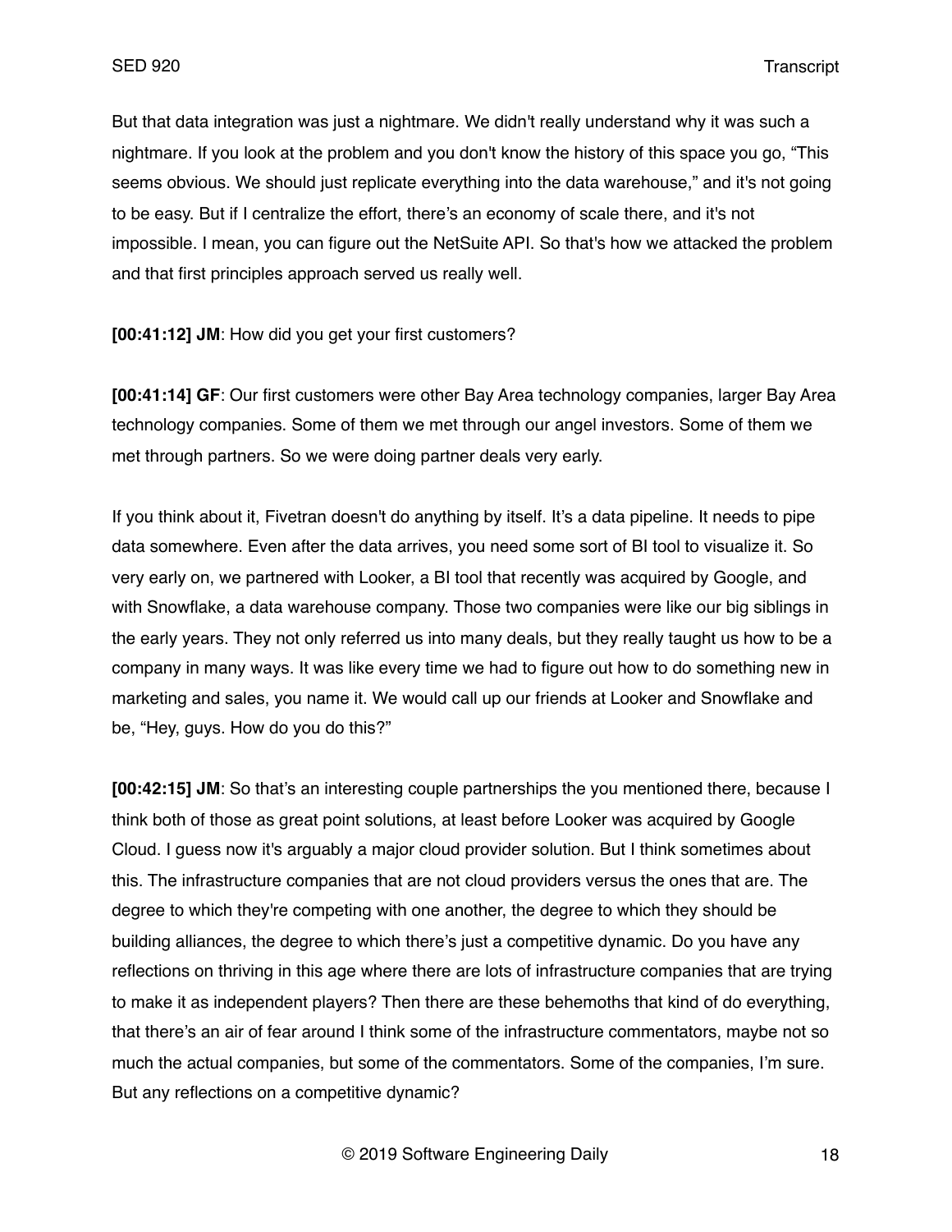But that data integration was just a nightmare. We didn't really understand why it was such a nightmare. If you look at the problem and you don't know the history of this space you go, "This seems obvious. We should just replicate everything into the data warehouse," and it's not going to be easy. But if I centralize the effort, there's an economy of scale there, and it's not impossible. I mean, you can figure out the NetSuite API. So that's how we attacked the problem and that first principles approach served us really well.

**[00:41:12] JM**: How did you get your first customers?

**[00:41:14] GF**: Our first customers were other Bay Area technology companies, larger Bay Area technology companies. Some of them we met through our angel investors. Some of them we met through partners. So we were doing partner deals very early.

If you think about it, Fivetran doesn't do anything by itself. It's a data pipeline. It needs to pipe data somewhere. Even after the data arrives, you need some sort of BI tool to visualize it. So very early on, we partnered with Looker, a BI tool that recently was acquired by Google, and with Snowflake, a data warehouse company. Those two companies were like our big siblings in the early years. They not only referred us into many deals, but they really taught us how to be a company in many ways. It was like every time we had to figure out how to do something new in marketing and sales, you name it. We would call up our friends at Looker and Snowflake and be, "Hey, guys. How do you do this?"

**[00:42:15] JM**: So that's an interesting couple partnerships the you mentioned there, because I think both of those as great point solutions, at least before Looker was acquired by Google Cloud. I guess now it's arguably a major cloud provider solution. But I think sometimes about this. The infrastructure companies that are not cloud providers versus the ones that are. The degree to which they're competing with one another, the degree to which they should be building alliances, the degree to which there's just a competitive dynamic. Do you have any reflections on thriving in this age where there are lots of infrastructure companies that are trying to make it as independent players? Then there are these behemoths that kind of do everything, that there's an air of fear around I think some of the infrastructure commentators, maybe not so much the actual companies, but some of the commentators. Some of the companies, I'm sure. But any reflections on a competitive dynamic?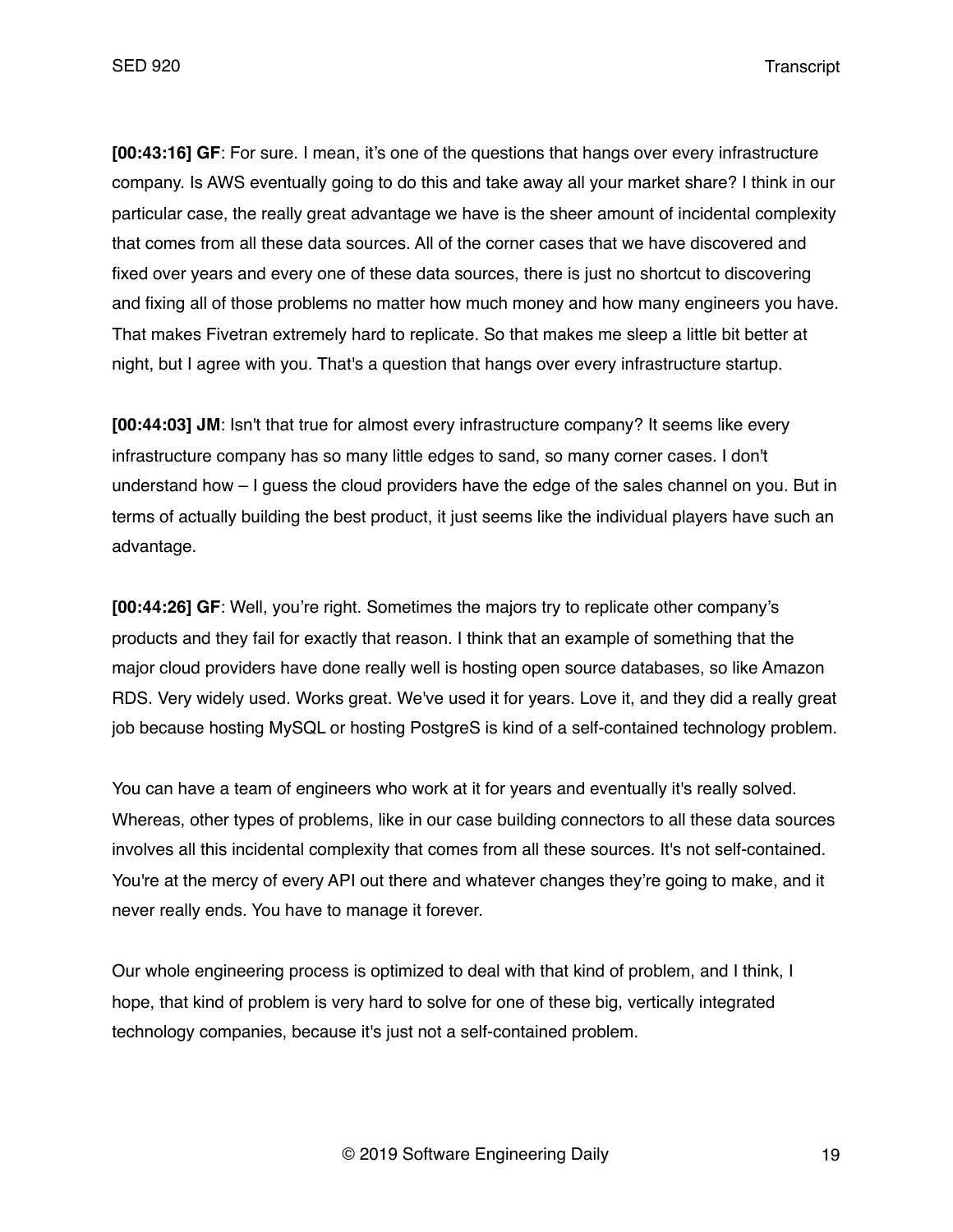**[00:43:16] GF**: For sure. I mean, it's one of the questions that hangs over every infrastructure company. Is AWS eventually going to do this and take away all your market share? I think in our particular case, the really great advantage we have is the sheer amount of incidental complexity that comes from all these data sources. All of the corner cases that we have discovered and fixed over years and every one of these data sources, there is just no shortcut to discovering and fixing all of those problems no matter how much money and how many engineers you have. That makes Fivetran extremely hard to replicate. So that makes me sleep a little bit better at night, but I agree with you. That's a question that hangs over every infrastructure startup.

**[00:44:03] JM**: Isn't that true for almost every infrastructure company? It seems like every infrastructure company has so many little edges to sand, so many corner cases. I don't understand how – I guess the cloud providers have the edge of the sales channel on you. But in terms of actually building the best product, it just seems like the individual players have such an advantage.

**[00:44:26] GF**: Well, you're right. Sometimes the majors try to replicate other company's products and they fail for exactly that reason. I think that an example of something that the major cloud providers have done really well is hosting open source databases, so like Amazon RDS. Very widely used. Works great. We've used it for years. Love it, and they did a really great job because hosting MySQL or hosting PostgreS is kind of a self-contained technology problem.

You can have a team of engineers who work at it for years and eventually it's really solved. Whereas, other types of problems, like in our case building connectors to all these data sources involves all this incidental complexity that comes from all these sources. It's not self-contained. You're at the mercy of every API out there and whatever changes they're going to make, and it never really ends. You have to manage it forever.

Our whole engineering process is optimized to deal with that kind of problem, and I think, I hope, that kind of problem is very hard to solve for one of these big, vertically integrated technology companies, because it's just not a self-contained problem.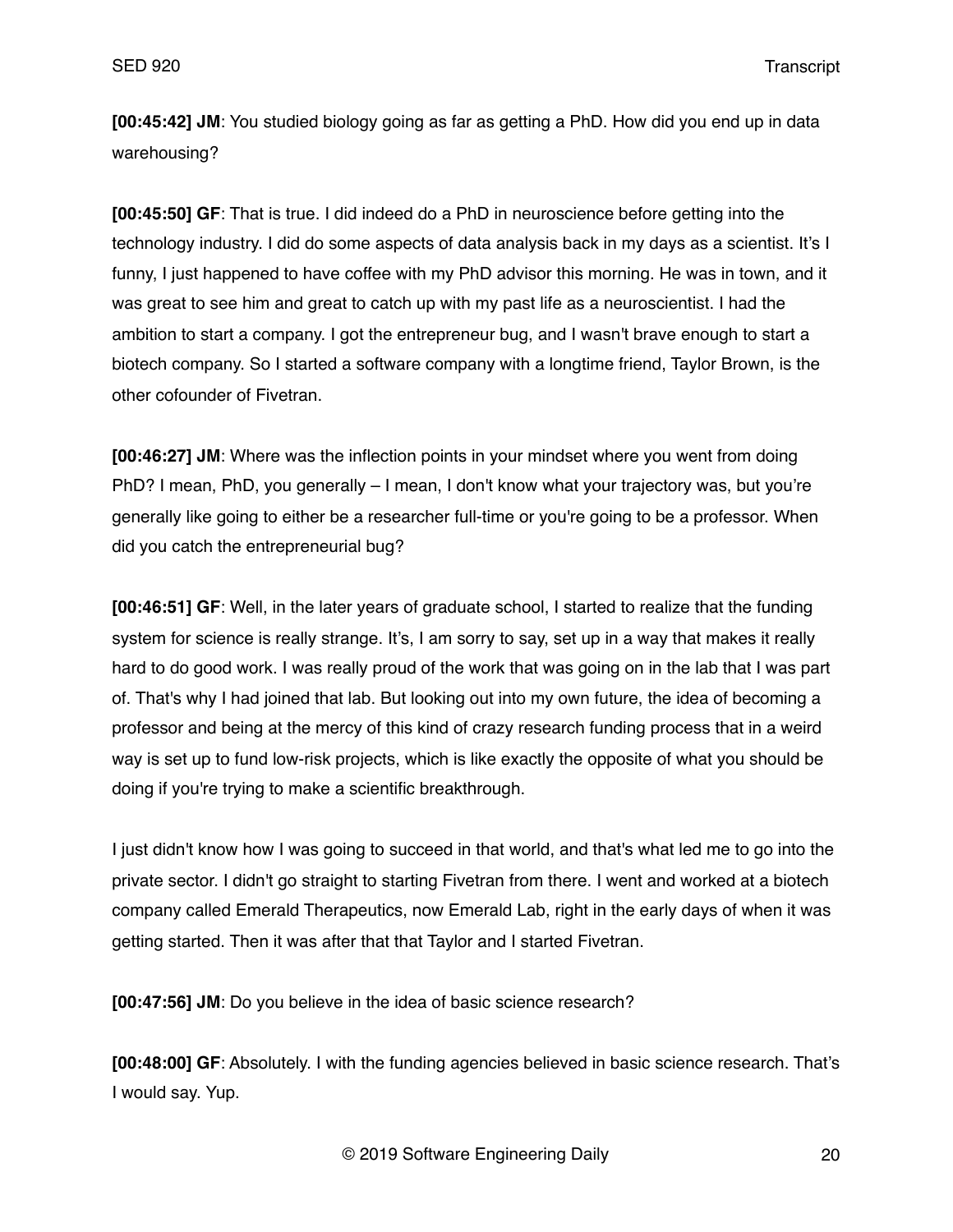**[00:45:42] JM**: You studied biology going as far as getting a PhD. How did you end up in data warehousing?

**[00:45:50] GF**: That is true. I did indeed do a PhD in neuroscience before getting into the technology industry. I did do some aspects of data analysis back in my days as a scientist. It's I funny, I just happened to have coffee with my PhD advisor this morning. He was in town, and it was great to see him and great to catch up with my past life as a neuroscientist. I had the ambition to start a company. I got the entrepreneur bug, and I wasn't brave enough to start a biotech company. So I started a software company with a longtime friend, Taylor Brown, is the other cofounder of Fivetran.

**[00:46:27] JM**: Where was the inflection points in your mindset where you went from doing PhD? I mean, PhD, you generally – I mean, I don't know what your trajectory was, but you're generally like going to either be a researcher full-time or you're going to be a professor. When did you catch the entrepreneurial bug?

**[00:46:51] GF**: Well, in the later years of graduate school, I started to realize that the funding system for science is really strange. It's, I am sorry to say, set up in a way that makes it really hard to do good work. I was really proud of the work that was going on in the lab that I was part of. That's why I had joined that lab. But looking out into my own future, the idea of becoming a professor and being at the mercy of this kind of crazy research funding process that in a weird way is set up to fund low-risk projects, which is like exactly the opposite of what you should be doing if you're trying to make a scientific breakthrough.

I just didn't know how I was going to succeed in that world, and that's what led me to go into the private sector. I didn't go straight to starting Fivetran from there. I went and worked at a biotech company called Emerald Therapeutics, now Emerald Lab, right in the early days of when it was getting started. Then it was after that that Taylor and I started Fivetran.

**[00:47:56] JM**: Do you believe in the idea of basic science research?

**[00:48:00] GF**: Absolutely. I with the funding agencies believed in basic science research. That's I would say. Yup.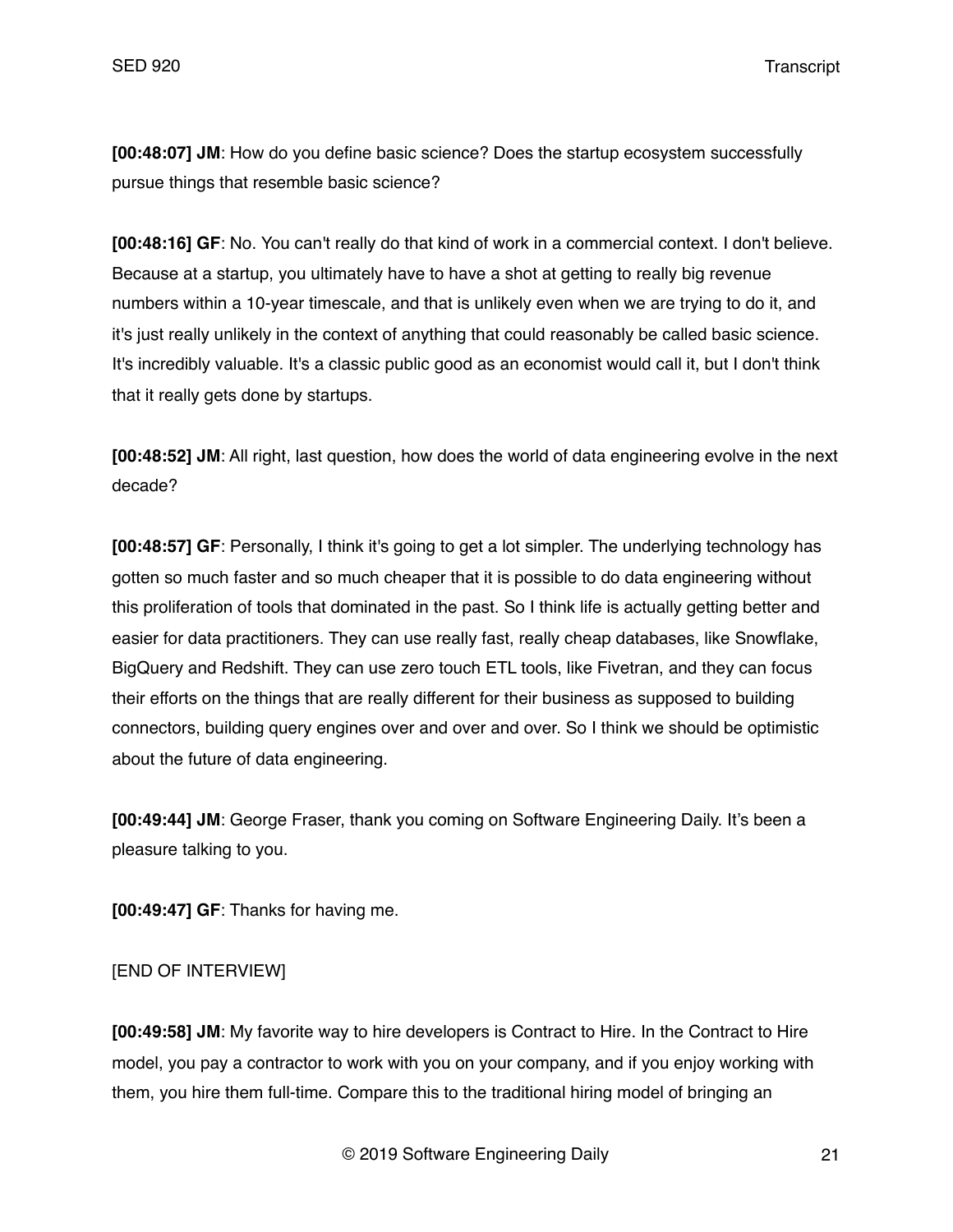**[00:48:07] JM**: How do you define basic science? Does the startup ecosystem successfully pursue things that resemble basic science?

**[00:48:16] GF**: No. You can't really do that kind of work in a commercial context. I don't believe. Because at a startup, you ultimately have to have a shot at getting to really big revenue numbers within a 10-year timescale, and that is unlikely even when we are trying to do it, and it's just really unlikely in the context of anything that could reasonably be called basic science. It's incredibly valuable. It's a classic public good as an economist would call it, but I don't think that it really gets done by startups.

**[00:48:52] JM**: All right, last question, how does the world of data engineering evolve in the next decade?

**[00:48:57] GF**: Personally, I think it's going to get a lot simpler. The underlying technology has gotten so much faster and so much cheaper that it is possible to do data engineering without this proliferation of tools that dominated in the past. So I think life is actually getting better and easier for data practitioners. They can use really fast, really cheap databases, like Snowflake, BigQuery and Redshift. They can use zero touch ETL tools, like Fivetran, and they can focus their efforts on the things that are really different for their business as supposed to building connectors, building query engines over and over and over. So I think we should be optimistic about the future of data engineering.

**[00:49:44] JM**: George Fraser, thank you coming on Software Engineering Daily. It's been a pleasure talking to you.

**[00:49:47] GF**: Thanks for having me.

[END OF INTERVIEW]

**[00:49:58] JM**: My favorite way to hire developers is Contract to Hire. In the Contract to Hire model, you pay a contractor to work with you on your company, and if you enjoy working with them, you hire them full-time. Compare this to the traditional hiring model of bringing an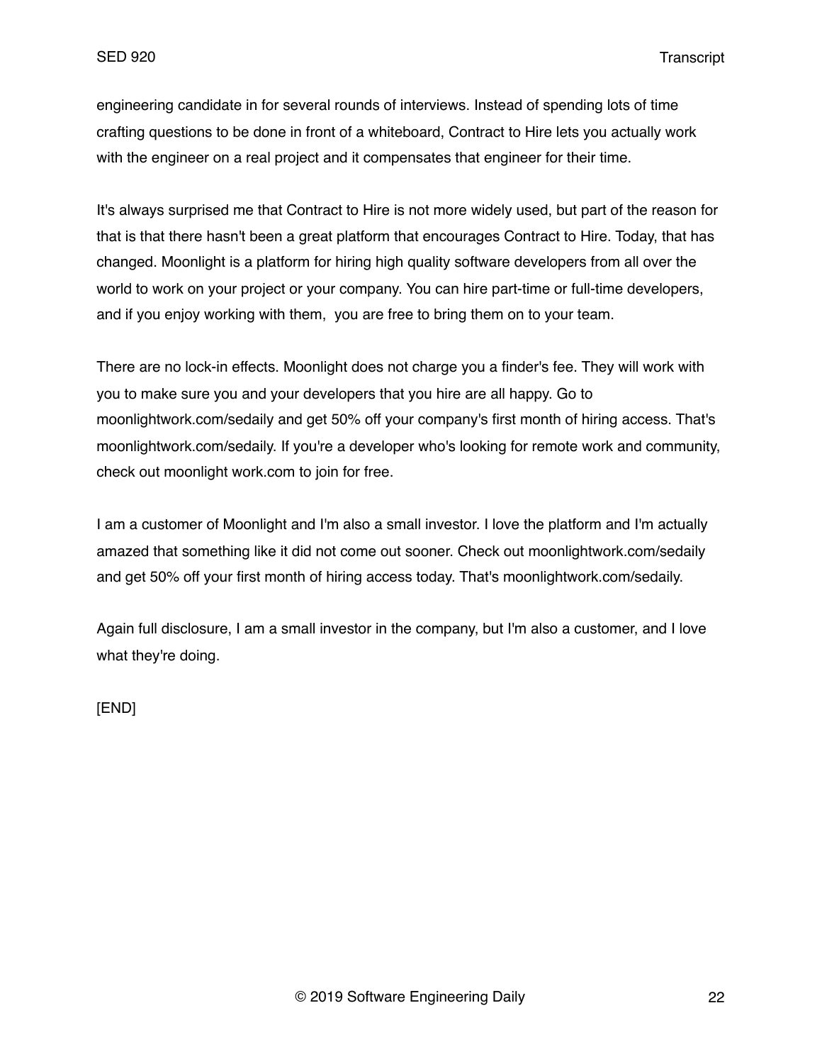engineering candidate in for several rounds of interviews. Instead of spending lots of time crafting questions to be done in front of a whiteboard, Contract to Hire lets you actually work with the engineer on a real project and it compensates that engineer for their time.

It's always surprised me that Contract to Hire is not more widely used, but part of the reason for that is that there hasn't been a great platform that encourages Contract to Hire. Today, that has changed. Moonlight is a platform for hiring high quality software developers from all over the world to work on your project or your company. You can hire part-time or full-time developers, and if you enjoy working with them,  you are free to bring them on to your team.

There are no lock-in effects. Moonlight does not charge you a finder's fee. They will work with you to make sure you and your developers that you hire are all happy. Go to moonlightwork.com/sedaily and get 50% off your company's first month of hiring access. That's moonlightwork.com/sedaily. If you're a developer who's looking for remote work and community, check out moonlight work.com to join for free.

I am a customer of Moonlight and I'm also a small investor. I love the platform and I'm actually amazed that something like it did not come out sooner. Check out moonlightwork.com/sedaily and get 50% off your first month of hiring access today. That's moonlightwork.com/sedaily.

Again full disclosure, I am a small investor in the company, but I'm also a customer, and I love what they're doing.

[END]